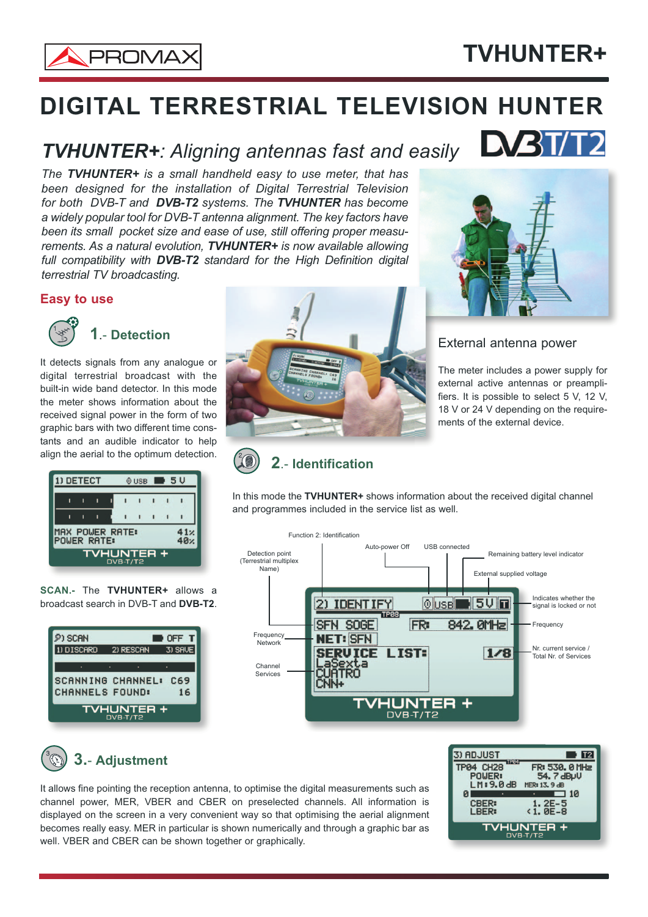# DIGITAL TERRESTRIAL TELEVISION HUNTER

## *TVHUNTER+: Aligning antennas fast and easily*

*The **TVHUNTER+** is a small handheld easy to use meter, that has been designed for the installation of Digital Terrestrial Television for both DVB-T and **DVB-T2** systems. The **TVHUNTER** has become a widely popular tool for DVB-T antenna alignment. The key factors have been its small pocket size and ease of use, still offering proper measurements. As a natural evolution, **TVHUNTER+** is now available allowing full compatibility with **DVB-T2** standard for the High Definition digital terrestrial TV broadcasting.*

## Easy to use

### 1.- Detection

It detects signals from any analogue or digital terrestrial broadcast with the built-in wide band detector. In this mode the meter shows information about the received signal power in the form of two graphic bars with two different time constants and an audible indicator to help align the aerial to the optimum detection.

**SCAN.-** The **TVHUNTER+** allows a broadcast search in DVB-T and **DVB-T2**.

### External antenna power

The meter includes a power supply for external active antennas or preamplifiers. It is possible to select 5 V, 12 V, 18 V or 24 V depending on the requirements of the external device.

### 2.- Identification

In this mode the **TVHUNTER+** shows information about the received digital channel and programmes included in the service list as well.

Function 2: Identification

- Detection point (Terrestrial multiplex Name)
- Auto-power Off
- USB connected
- Remaining battery level indicator
- External supplied voltage
- Indicates whether the signal is locked or not
- Frequency
- Frequency Network
- Nr. current service / Total Nr. of Services
- Channel Services

### 3.- Adjustment

It allows fine pointing the reception antenna, to optimise the digital measurements such as channel power, MER, VBER and CBER on preselected channels. All information is displayed on the screen in a very convenient way so that optimising the aerial alignment becomes really easy. MER in particular is shown numerically and through a graphic bar as well. VBER and CBER can be shown together or graphically.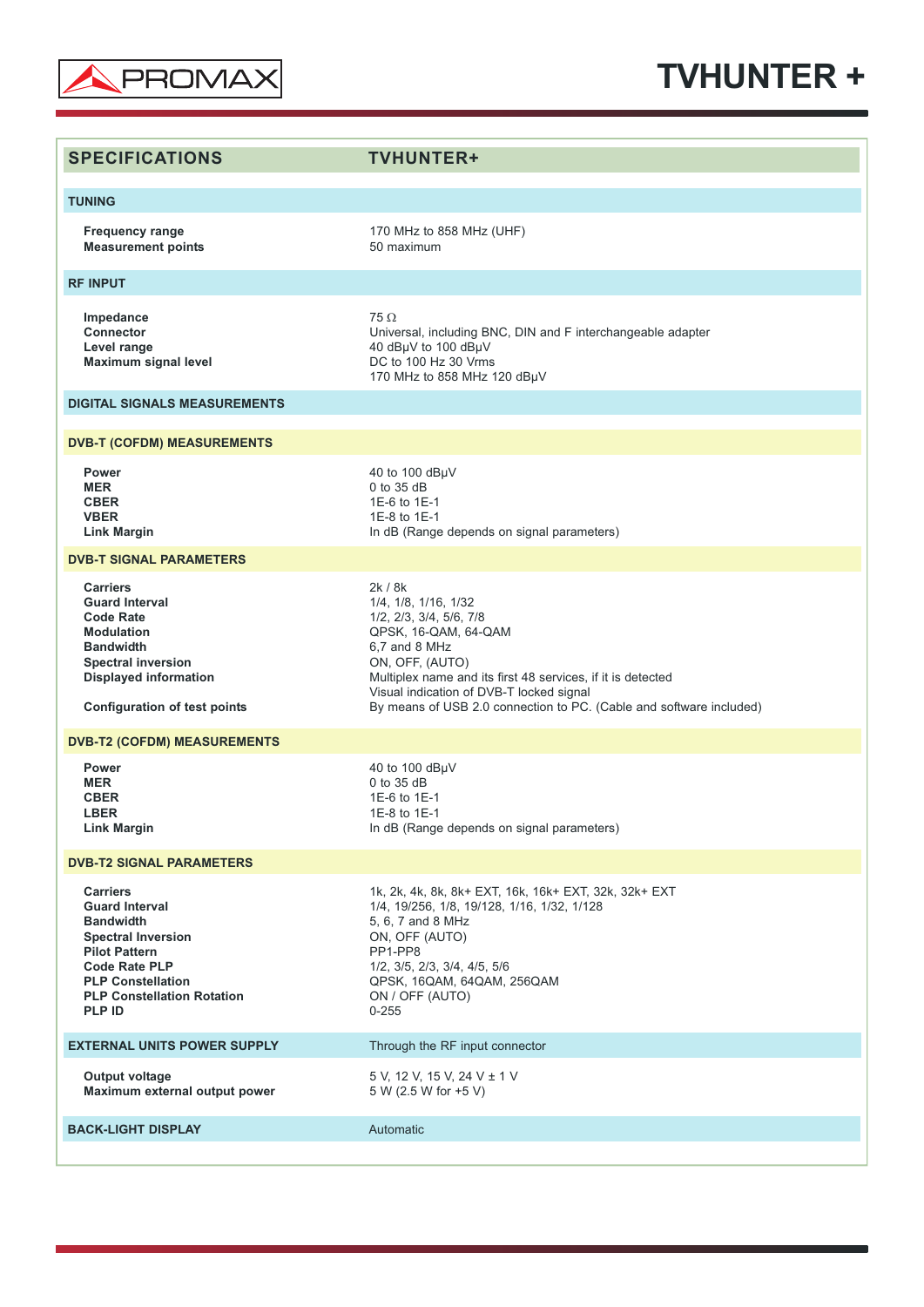# TVHUNTER +

| SPECIFICATIONS | TVHUNTER+ |
|---|---|
| **TUNING** | |
| **Frequency range** | 170 MHz to 858 MHz (UHF) |
| **Measurement points** | 50 maximum |
| **RF INPUT** | |
| **Impedance** | 75 Ω |
| **Connector** | Universal, including BNC, DIN and F interchangeable adapter |
| **Level range** | 40 dBµV to 100 dBµV |
| **Maximum signal level** | DC to 100 Hz 30 Vrms<br>170 MHz to 858 MHz 120 dBµV |
| **DIGITAL SIGNALS MEASUREMENTS** | |
| **DVB-T (COFDM) MEASUREMENTS** | |
| **Power** | 40 to 100 dBµV |
| **MER** | 0 to 35 dB |
| **CBER** | 1E-6 to 1E-1 |
| **VBER** | 1E-8 to 1E-1 |
| **Link Margin** | In dB (Range depends on signal parameters) |
| **DVB-T SIGNAL PARAMETERS** | |
| **Carriers** | 2k / 8k |
| **Guard Interval** | 1/4, 1/8, 1/16, 1/32 |
| **Code Rate** | 1/2, 2/3, 3/4, 5/6, 7/8 |
| **Modulation** | QPSK, 16-QAM, 64-QAM |
| **Bandwidth** | 6,7 and 8 MHz |
| **Spectral inversion** | ON, OFF, (AUTO) |
| **Displayed information** | Multiplex name and its first 48 services, if it is detected<br>Visual indication of DVB-T locked signal |
| **Configuration of test points** | By means of USB 2.0 connection to PC. (Cable and software included) |
| **DVB-T2 (COFDM) MEASUREMENTS** | |
| **Power** | 40 to 100 dBµV |
| **MER** | 0 to 35 dB |
| **CBER** | 1E-6 to 1E-1 |
| **LBER** | 1E-8 to 1E-1 |
| **Link Margin** | In dB (Range depends on signal parameters) |
| **DVB-T2 SIGNAL PARAMETERS** | |
| **Carriers** | 1k, 2k, 4k, 8k, 8k+ EXT, 16k, 16k+ EXT, 32k, 32k+ EXT |
| **Guard Interval** | 1/4, 19/256, 1/8, 19/128, 1/16, 1/32, 1/128 |
| **Bandwidth** | 5, 6, 7 and 8 MHz |
| **Spectral Inversion** | ON, OFF (AUTO) |
| **Pilot Pattern** | PP1-PP8 |
| **Code Rate PLP** | 1/2, 3/5, 2/3, 3/4, 4/5, 5/6 |
| **PLP Constellation** | QPSK, 16QAM, 64QAM, 256QAM |
| **PLP Constellation Rotation** | ON / OFF (AUTO) |
| **PLP ID** | 0-255 |
| **EXTERNAL UNITS POWER SUPPLY** | Through the RF input connector |
| **Output voltage** | 5 V, 12 V, 15 V, 24 V ± 1 V |
| **Maximum external output power** | 5 W (2.5 W for +5 V) |
| **BACK-LIGHT DISPLAY** | Automatic |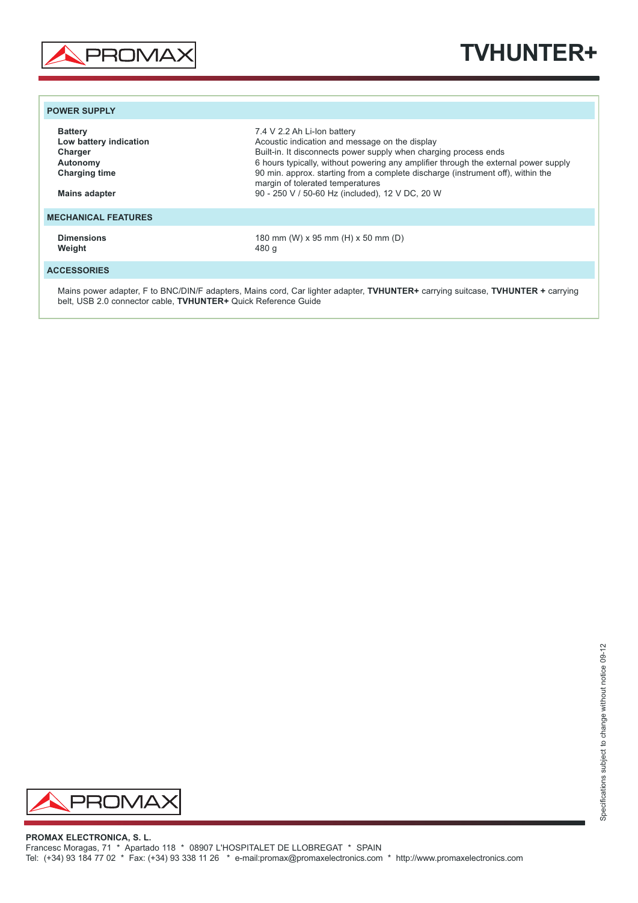## POWER SUPPLY

| | |
|---|---|
| **Battery** | 7.4 V 2.2 Ah Li-Ion battery |
| **Low battery indication** | Acoustic indication and message on the display |
| **Charger** | Built-in. It disconnects power supply when charging process ends |
| **Autonomy** | 6 hours typically, without powering any amplifier through the external power supply |
| **Charging time** | 90 min. approx. starting from a complete discharge (instrument off), within the margin of tolerated temperatures |
| **Mains adapter** | 90 - 250 V / 50-60 Hz (included), 12 V DC, 20 W |

## MECHANICAL FEATURES

| | |
|---|---|
| **Dimensions** | 180 mm (W) x 95 mm (H) x 50 mm (D) |
| **Weight** | 480 g |

## ACCESSORIES

Mains power adapter, F to BNC/DIN/F adapters, Mains cord, Car lighter adapter, **TVHUNTER+** carrying suitcase, **TVHUNTER +** carrying belt, USB 2.0 connector cable, **TVHUNTER+** Quick Reference Guide

Specifications subject to change without notice 09-12

**PROMAX ELECTRONICA, S. L.**
Francesc Moragas, 71 * Apartado 118 * 08907 L'HOSPITALET DE LLOBREGAT * SPAIN
Tel: (+34) 93 184 77 02 * Fax: (+34) 93 338 11 26 * e-mail:promax@promaxelectronics.com * http://www.promaxelectronics.com